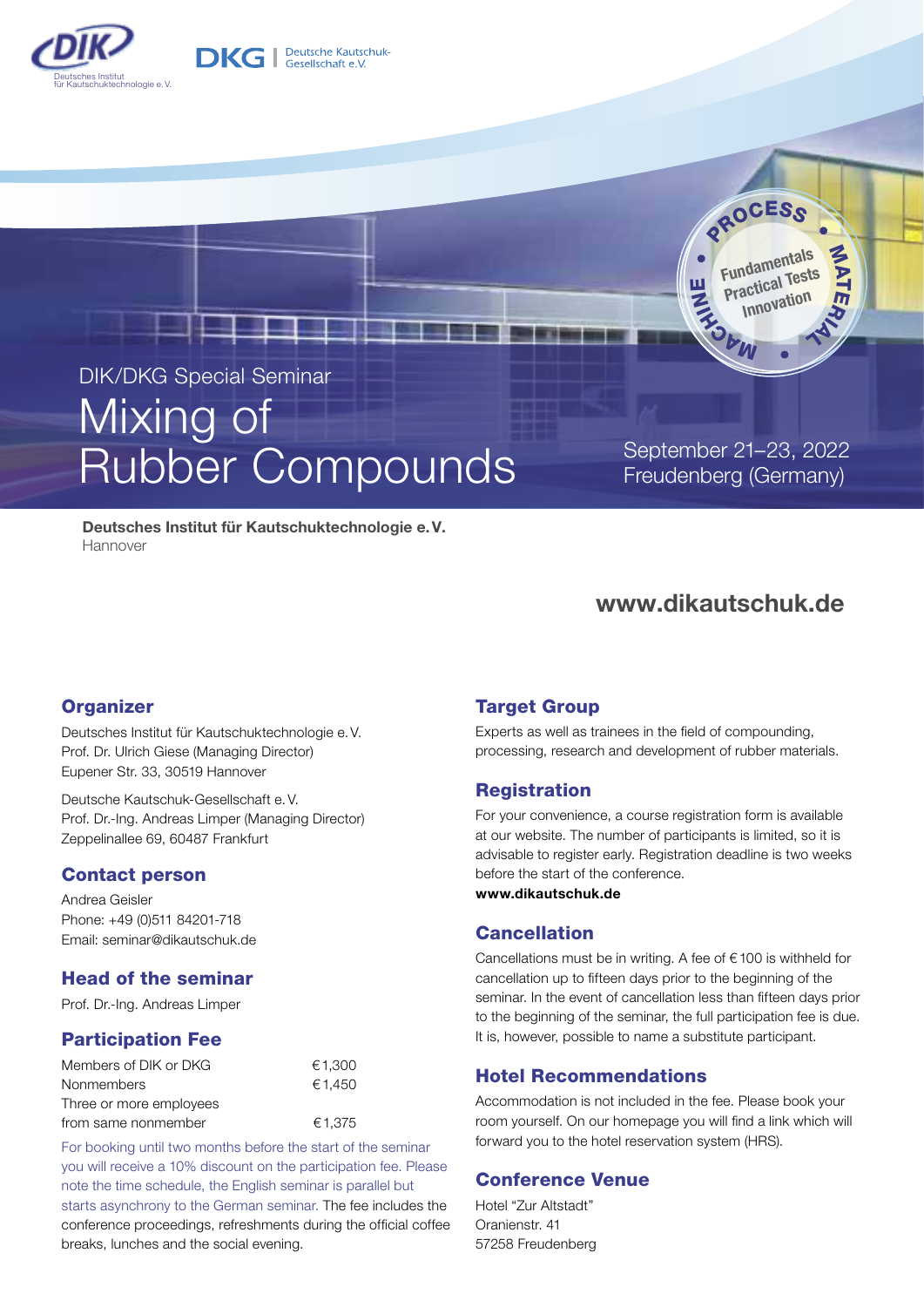Deutsches Institut für Kautschuktechnologie e. V.

DKG | Deutsche Kautschuk-Gesellschaft e.V.

PROCESS • MATERIAL • MACHINE • Fundamentals Practical Tests Innovation

DIK/DKG Special Seminar

# Mixing of Rubber Compounds

September 21–23, 2022
Freudenberg (Germany)

**Deutsches Institut für Kautschuktechnologie e. V.**
Hannover

**www.dikautschuk.de**

## Organizer

Deutsches Institut für Kautschuktechnologie e. V.
Prof. Dr. Ulrich Giese (Managing Director)
Eupener Str. 33, 30519 Hannover

Deutsche Kautschuk-Gesellschaft e. V.
Prof. Dr.-Ing. Andreas Limper (Managing Director)
Zeppelinallee 69, 60487 Frankfurt

## Contact person

Andrea Geisler
Phone: +49 (0)511 84201-718
Email: seminar@dikautschuk.de

## Head of the seminar

Prof. Dr.-Ing. Andreas Limper

## Participation Fee

| | |
|---|---|
| Members of DIK or DKG | €1,300 |
| Nonmembers | €1,450 |
| Three or more employees from same nonmember | €1,375 |

For booking until two months before the start of the seminar you will receive a 10% discount on the participation fee. Please note the time schedule, the English seminar is parallel but starts asynchrony to the German seminar. The fee includes the conference proceedings, refreshments during the official coffee breaks, lunches and the social evening.

## Target Group

Experts as well as trainees in the field of compounding, processing, research and development of rubber materials.

## Registration

For your convenience, a course registration form is available at our website. The number of participants is limited, so it is advisable to register early. Registration deadline is two weeks before the start of the conference.
**www.dikautschuk.de**

## Cancellation

Cancellations must be in writing. A fee of €100 is withheld for cancellation up to fifteen days prior to the beginning of the seminar. In the event of cancellation less than fifteen days prior to the beginning of the seminar, the full participation fee is due. It is, however, possible to name a substitute participant.

## Hotel Recommendations

Accommodation is not included in the fee. Please book your room yourself. On our homepage you will find a link which will forward you to the hotel reservation system (HRS).

## Conference Venue

Hotel "Zur Altstadt"
Oranienstr. 41
57258 Freudenberg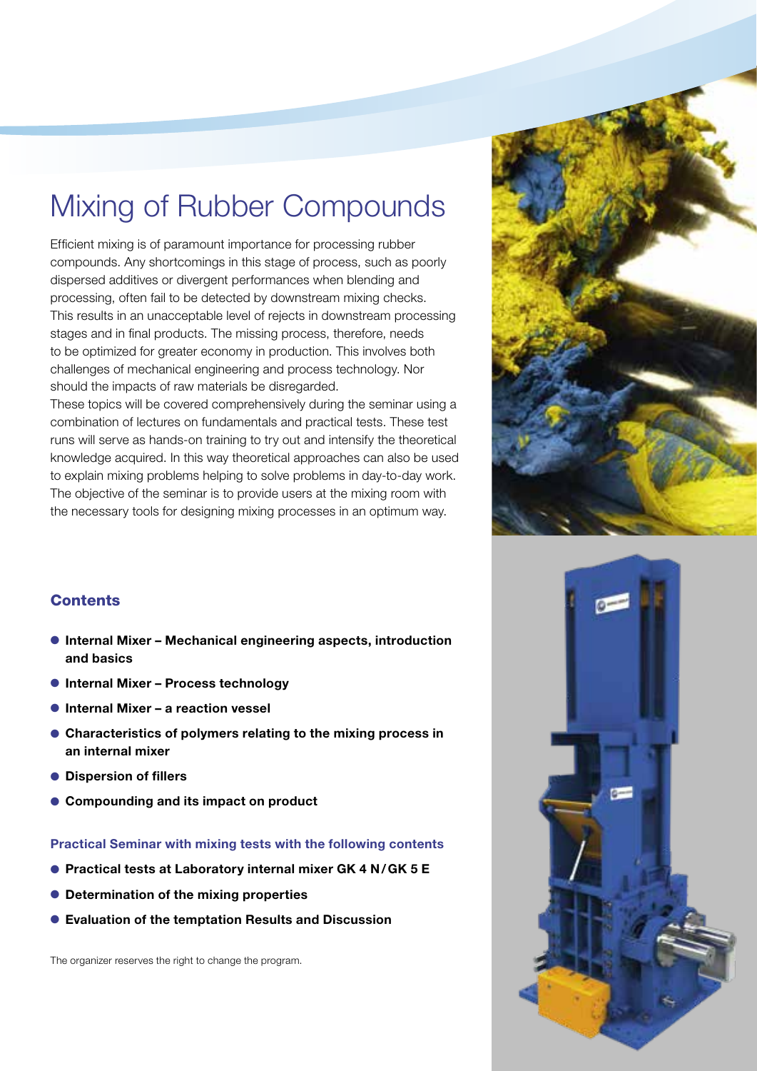# Mixing of Rubber Compounds

Efficient mixing is of paramount importance for processing rubber compounds. Any shortcomings in this stage of process, such as poorly dispersed additives or divergent performances when blending and processing, often fail to be detected by downstream mixing checks. This results in an unacceptable level of rejects in downstream processing stages and in final products. The missing process, therefore, needs to be optimized for greater economy in production. This involves both challenges of mechanical engineering and process technology. Nor should the impacts of raw materials be disregarded.
These topics will be covered comprehensively during the seminar using a combination of lectures on fundamentals and practical tests. These test runs will serve as hands-on training to try out and intensify the theoretical knowledge acquired. In this way theoretical approaches can also be used to explain mixing problems helping to solve problems in day-to-day work. The objective of the seminar is to provide users at the mixing room with the necessary tools for designing mixing processes in an optimum way.

## Contents

- **Internal Mixer – Mechanical engineering aspects, introduction and basics**
- **Internal Mixer – Process technology**
- **Internal Mixer – a reaction vessel**
- **Characteristics of polymers relating to the mixing process in an internal mixer**
- **Dispersion of fillers**
- **Compounding and its impact on product**

### Practical Seminar with mixing tests with the following contents

- **Practical tests at Laboratory internal mixer GK 4 N/GK 5 E**
- **Determination of the mixing properties**
- **Evaluation of the temptation Results and Discussion**

The organizer reserves the right to change the program.